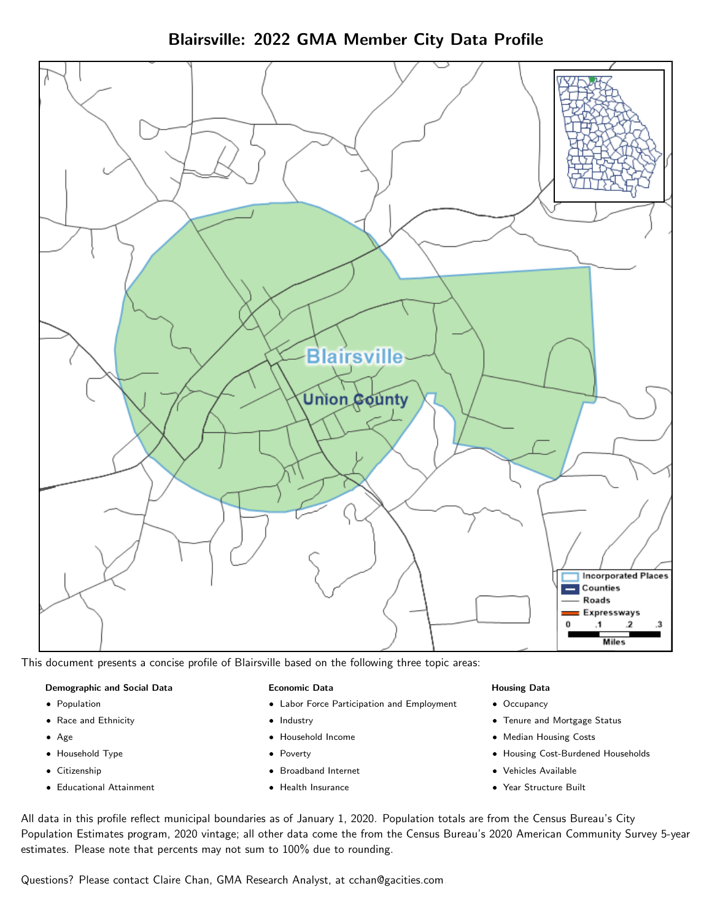# Blairsville: 2022 GMA Member City Data Profile

This document presents a concise profile of Blairsville based on the following three topic areas:

**Demographic and Social Data**

- Population
- Race and Ethnicity
- Age
- Household Type
- Citizenship
- Educational Attainment

**Economic Data**

- Labor Force Participation and Employment
- Industry
- Household Income
- Poverty
- Broadband Internet
- Health Insurance

**Housing Data**

- Occupancy
- Tenure and Mortgage Status
- Median Housing Costs
- Housing Cost-Burdened Households
- Vehicles Available
- Year Structure Built

All data in this profile reflect municipal boundaries as of January 1, 2020. Population totals are from the Census Bureau's City Population Estimates program, 2020 vintage; all other data come the from the Census Bureau's 2020 American Community Survey 5-year estimates. Please note that percents may not sum to 100% due to rounding.

Questions? Please contact Claire Chan, GMA Research Analyst, at cchan@gacities.com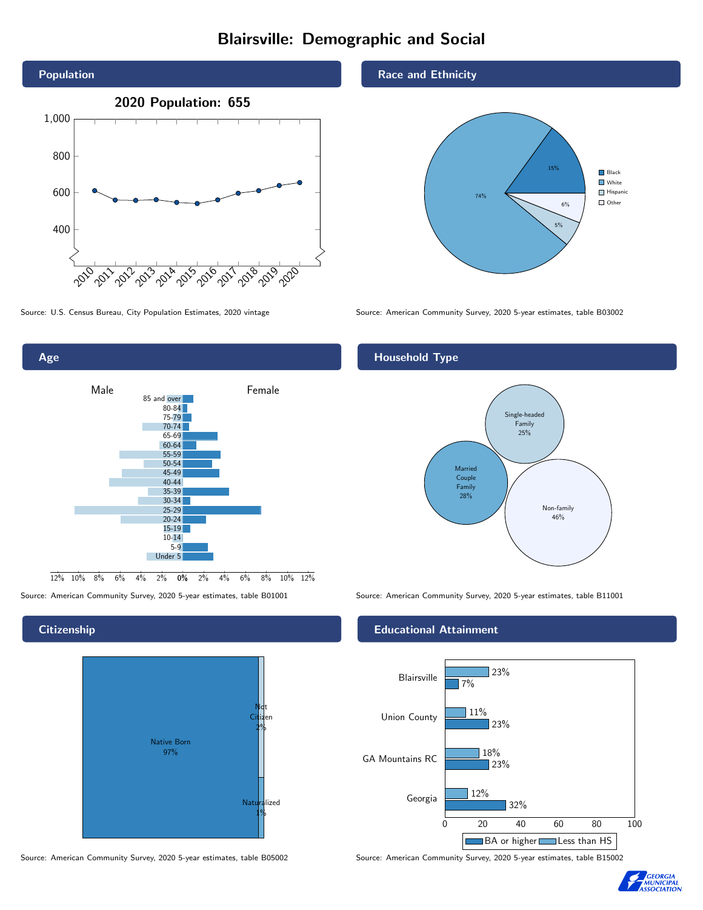# Blairsville: Demographic and Social

## Population

**2020 Population: 655**

Source: U.S. Census Bureau, City Population Estimates, 2020 vintage

## Race and Ethnicity

| Race/Ethnicity | Percent |
|---|---|
| Black | 15% |
| White | 74% |
| Hispanic | 5% |
| Other | 6% |

Source: American Community Survey, 2020 5-year estimates, table B03002

## Age

Source: American Community Survey, 2020 5-year estimates, table B01001

## Household Type

| Household Type | Percent |
|---|---|
| Single-headed Family | 25% |
| Married Couple Family | 28% |
| Non-family | 46% |

Source: American Community Survey, 2020 5-year estimates, table B11001

## Citizenship

| Citizenship | Percent |
|---|---|
| Native Born | 97% |
| Not Citizen | 2% |
| Naturalized | 1% |

Source: American Community Survey, 2020 5-year estimates, table B05002

## Educational Attainment

| | Less than HS | BA or higher |
|---|---|---|
| Blairsville | 23% | 7% |
| Union County | 11% | 23% |
| GA Mountains RC | 18% | 23% |
| Georgia | 12% | 32% |

Source: American Community Survey, 2020 5-year estimates, table B15002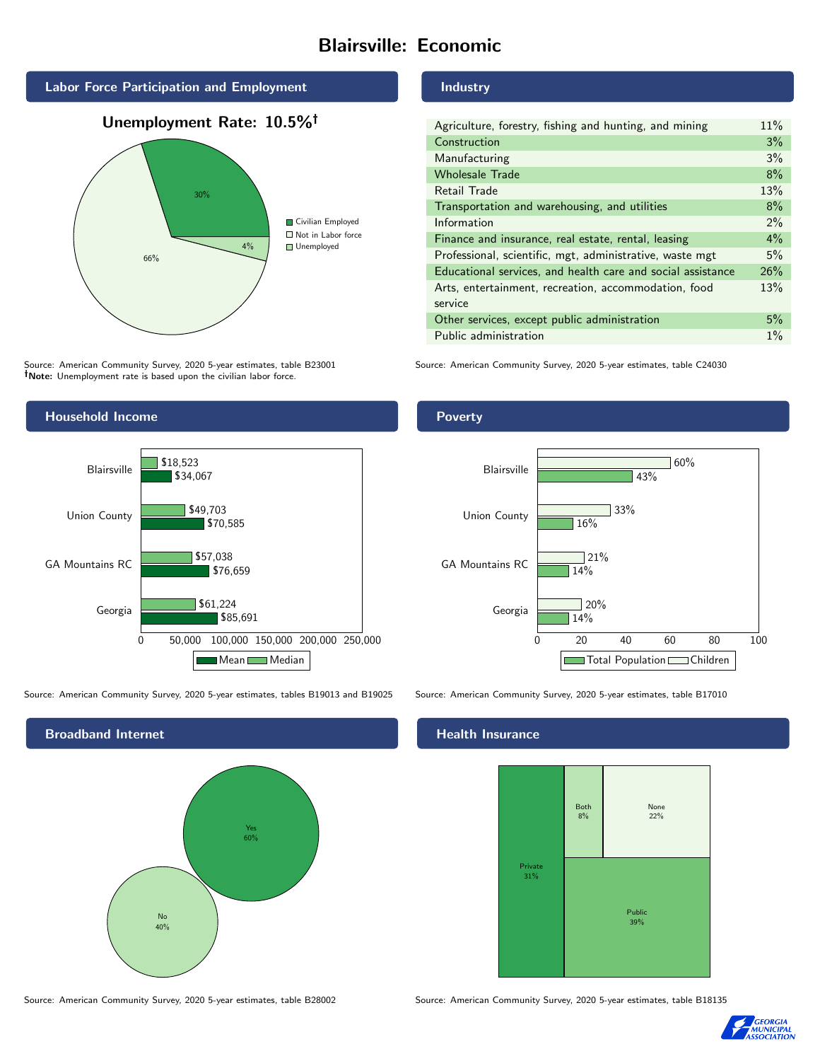# Blairsville: Economic

## Labor Force Participation and Employment

**Unemployment Rate: 10.5%†**

| Category | Percent |
|---|---|
| Civilian Employed | 30% |
| Not in Labor force | 66% |
| Unemployed | 4% |

Source: American Community Survey, 2020 5-year estimates, table B23001
**†Note:** Unemployment rate is based upon the civilian labor force.

## Industry

| Industry | Percent |
|---|---|
| Agriculture, forestry, fishing and hunting, and mining | 11% |
| Construction | 3% |
| Manufacturing | 3% |
| Wholesale Trade | 8% |
| Retail Trade | 13% |
| Transportation and warehousing, and utilities | 8% |
| Information | 2% |
| Finance and insurance, real estate, rental, leasing | 4% |
| Professional, scientific, mgt, administrative, waste mgt | 5% |
| Educational services, and health care and social assistance | 26% |
| Arts, entertainment, recreation, accommodation, food service | 13% |
| Other services, except public administration | 5% |
| Public administration | 1% |

Source: American Community Survey, 2020 5-year estimates, table C24030

## Household Income

| | Median | Mean |
|---|---|---|
| Blairsville | $18,523 | $34,067 |
| Union County | $49,703 | $70,585 |
| GA Mountains RC | $57,038 | $76,659 |
| Georgia | $61,224 | $85,691 |

Source: American Community Survey, 2020 5-year estimates, tables B19013 and B19025

## Poverty

| | Children | Total Population |
|---|---|---|
| Blairsville | 60% | 43% |
| Union County | 33% | 16% |
| GA Mountains RC | 21% | 14% |
| Georgia | 20% | 14% |

Source: American Community Survey, 2020 5-year estimates, table B17010

## Broadband Internet

| | Percent |
|---|---|
| Yes | 60% |
| No | 40% |

Source: American Community Survey, 2020 5-year estimates, table B28002

## Health Insurance

| | Percent |
|---|---|
| Private | 31% |
| Both | 8% |
| None | 22% |
| Public | 39% |

Source: American Community Survey, 2020 5-year estimates, table B18135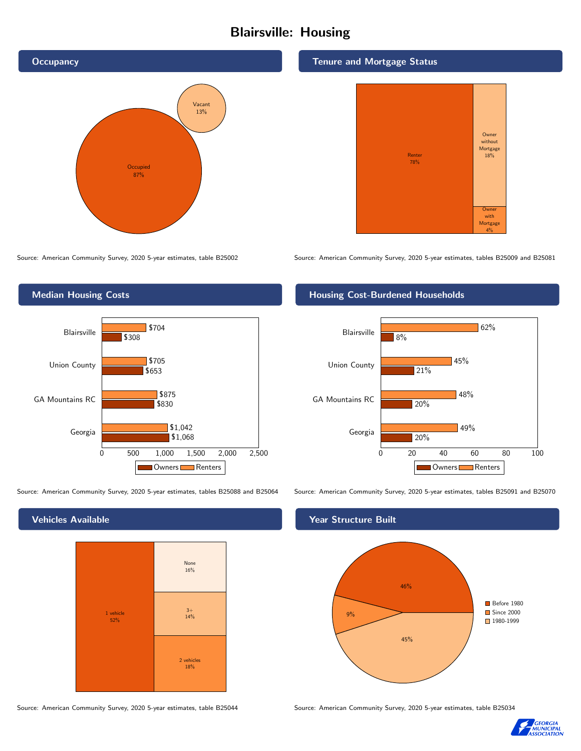# Blairsville: Housing

## Occupancy

Vacant
13%

Occupied
87%

Source: American Community Survey, 2020 5-year estimates, table B25002

## Tenure and Mortgage Status

Renter
78%

Owner without Mortgage
18%

Owner with Mortgage
4%

Source: American Community Survey, 2020 5-year estimates, tables B25009 and B25081

## Median Housing Costs

Blairsville
$704
$308

Union County
$705
$653

GA Mountains RC
$875
$830

Georgia
$1,042
$1,068

0 500 1,000 1,500 2,000 2,500

Owners Renters

Source: American Community Survey, 2020 5-year estimates, tables B25088 and B25064

## Housing Cost-Burdened Households

Blairsville
62%
8%

Union County
45%
21%

GA Mountains RC
48%
20%

Georgia
49%
20%

0 20 40 60 80 100

Owners Renters

Source: American Community Survey, 2020 5-year estimates, tables B25091 and B25070

## Vehicles Available

1 vehicle
52%

None
16%

3+
14%

2 vehicles
18%

Source: American Community Survey, 2020 5-year estimates, table B25044

## Year Structure Built

46%

9%

45%

Before 1980
Since 2000
1980-1999

Source: American Community Survey, 2020 5-year estimates, table B25034

GEORGIA MUNICIPAL ASSOCIATION